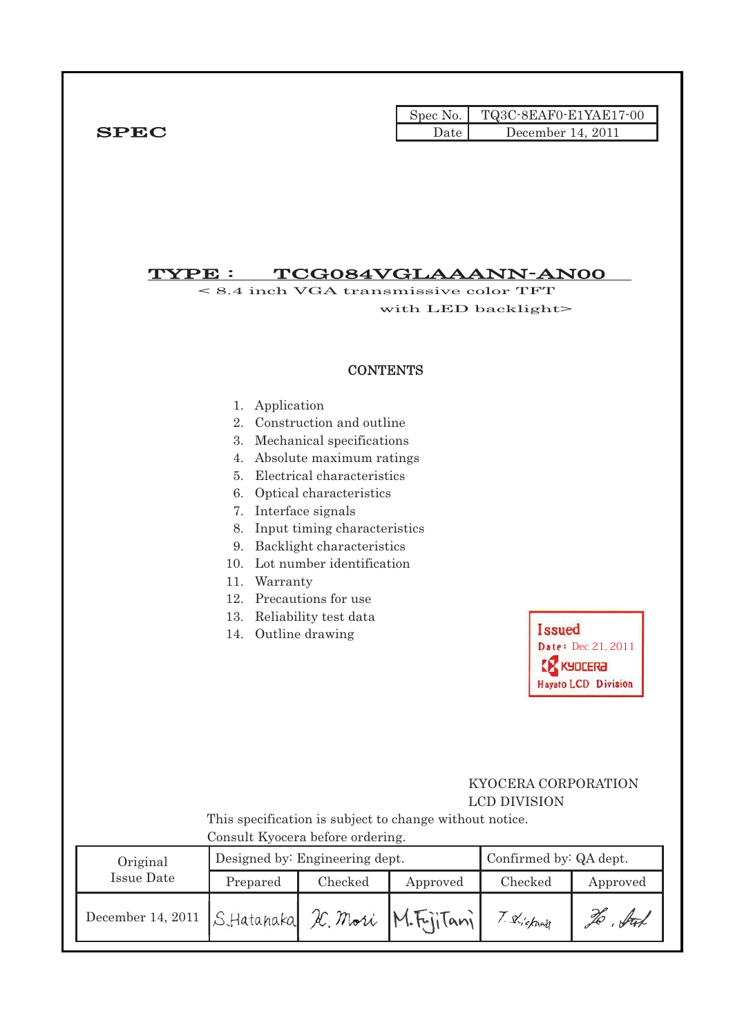**SPEC**

| Spec No. | TQ3C-8EAF0-E1YAE17-00 |
|---|---|
| Date | December 14, 2011 |

# TYPE : TCG084VGLAAANN-AN00

< 8.4 inch VGA transmissive color TFT with LED backlight>

## CONTENTS

1. Application
2. Construction and outline
3. Mechanical specifications
4. Absolute maximum ratings
5. Electrical characteristics
6. Optical characteristics
7. Interface signals
8. Input timing characteristics
9. Backlight characteristics
10. Lot number identification
11. Warranty
12. Precautions for use
13. Reliability test data
14. Outline drawing

Issued
Date: Dec 21, 2011
KYOCERA
Hayato LCD Division

KYOCERA CORPORATION
LCD DIVISION

This specification is subject to change without notice.
Consult Kyocera before ordering.

| Original Issue Date | Designed by: Engineering dept. | | | Confirmed by: QA dept. | |
|---|---|---|---|---|---|
| | Prepared | Checked | Approved | Checked | Approved |
| December 14, 2011 | S.Hatanaka | K. Mori | M.Fujitani | T. Kichinaga | Ko. Fuk |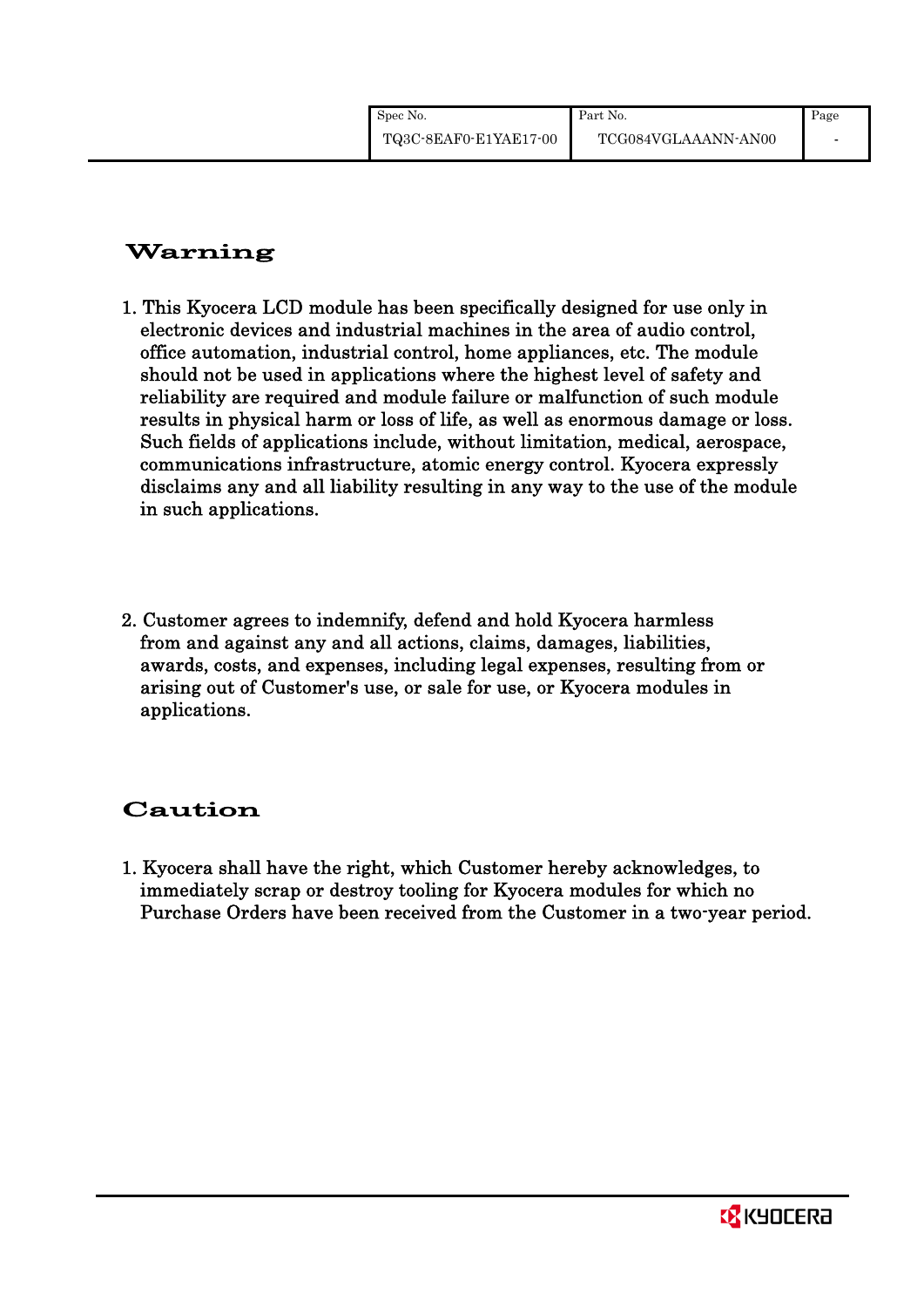## Warning

1. This Kyocera LCD module has been specifically designed for use only in electronic devices and industrial machines in the area of audio control, office automation, industrial control, home appliances, etc. The module should not be used in applications where the highest level of safety and reliability are required and module failure or malfunction of such module results in physical harm or loss of life, as well as enormous damage or loss. Such fields of applications include, without limitation, medical, aerospace, communications infrastructure, atomic energy control. Kyocera expressly disclaims any and all liability resulting in any way to the use of the module in such applications.

2. Customer agrees to indemnify, defend and hold Kyocera harmless from and against any and all actions, claims, damages, liabilities, awards, costs, and expenses, including legal expenses, resulting from or arising out of Customer's use, or sale for use, or Kyocera modules in applications.

## Caution

1. Kyocera shall have the right, which Customer hereby acknowledges, to immediately scrap or destroy tooling for Kyocera modules for which no Purchase Orders have been received from the Customer in a two-year period.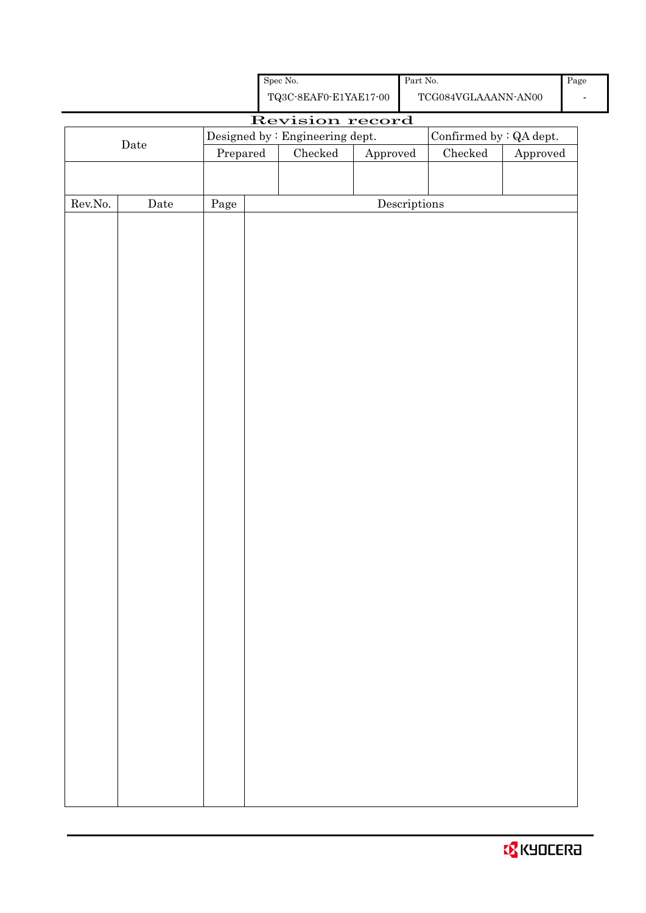| Spec No. | Part No. | Page |
|---|---|---|
| TQ3C-8EAF0-E1YAE17-00 | TCG084VGLAAANN-AN00 | - |

# Revision record

| Date | Designed by : Engineering dept. | | | Confirmed by : QA dept. | |
|---|---|---|---|---|---|
| | Prepared | Checked | Approved | Checked | Approved |
| | | | | | |

| Rev.No. | Date | Page | Descriptions |
|---|---|---|---|
| | | | |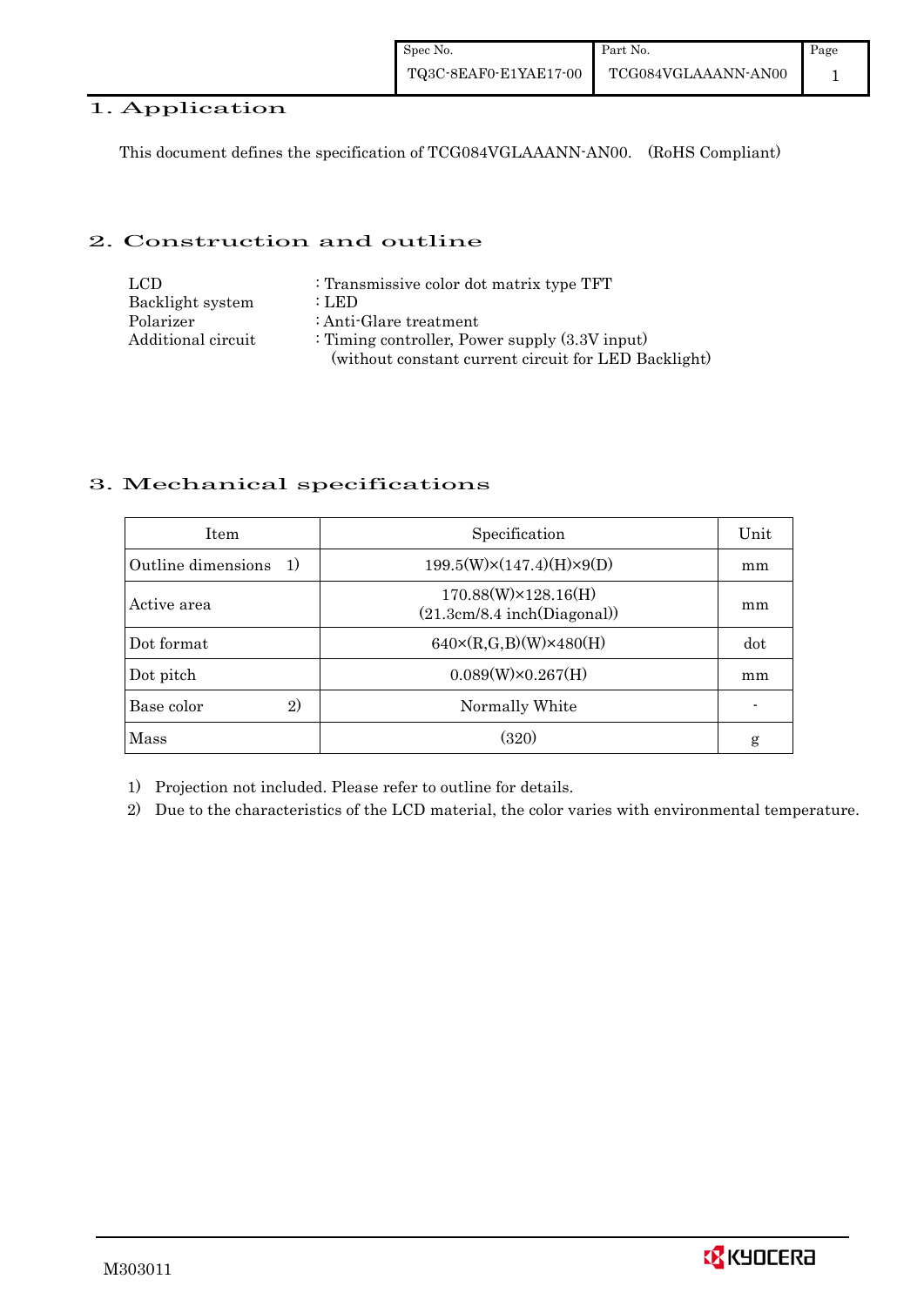## 1. Application

This document defines the specification of TCG084VGLAAANN-AN00. (RoHS Compliant)

## 2. Construction and outline

LCD : Transmissive color dot matrix type TFT
Backlight system : LED
Polarizer : Anti-Glare treatment
Additional circuit : Timing controller, Power supply (3.3V input)
(without constant current circuit for LED Backlight)

## 3. Mechanical specifications

| Item | Specification | Unit |
|---|---|---|
| Outline dimensions 1) | 199.5(W)×(147.4)(H)×9(D) | mm |
| Active area | 170.88(W)×128.16(H) (21.3cm/8.4 inch(Diagonal)) | mm |
| Dot format | 640×(R,G,B)(W)×480(H) | dot |
| Dot pitch | 0.089(W)×0.267(H) | mm |
| Base color 2) | Normally White | - |
| Mass | (320) | g |

1) Projection not included. Please refer to outline for details.
2) Due to the characteristics of the LCD material, the color varies with environmental temperature.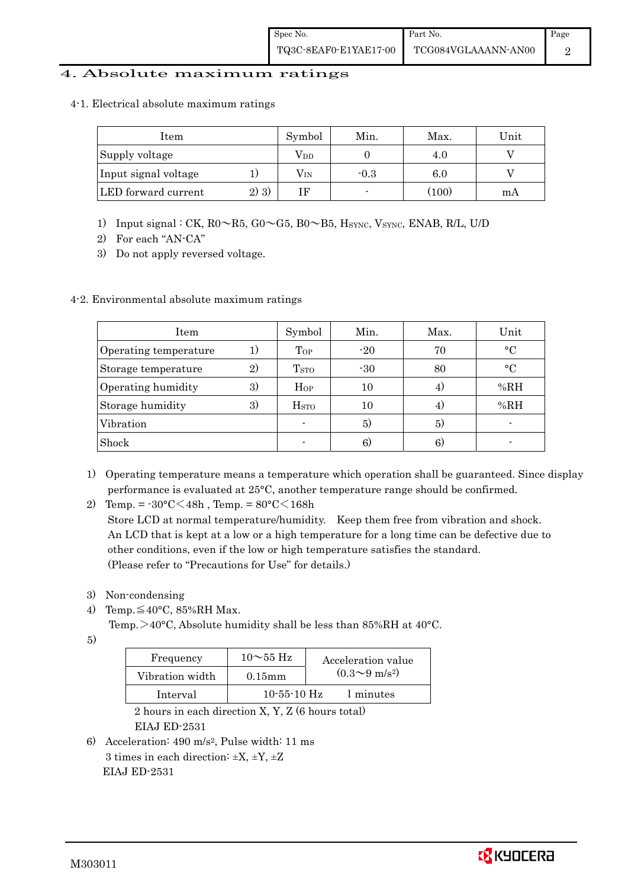## 4. Absolute maximum ratings

### 4-1. Electrical absolute maximum ratings

| Item | | Symbol | Min. | Max. | Unit |
|---|---|---|---|---|---|
| Supply voltage | | $V_{DD}$ | 0 | 4.0 | V |
| Input signal voltage | 1) | $V_{IN}$ | -0.3 | 6.0 | V |
| LED forward current | 2) 3) | IF | - | (100) | mA |

1) Input signal : CK, R0～R5, G0～G5, B0～B5, $H_{SYNC}$, $V_{SYNC}$, ENAB, R/L, U/D
2) For each "AN-CA"
3) Do not apply reversed voltage.

### 4-2. Environmental absolute maximum ratings

| Item | | Symbol | Min. | Max. | Unit |
|---|---|---|---|---|---|
| Operating temperature | 1) | $T_{OP}$ | -20 | 70 | °C |
| Storage temperature | 2) | $T_{STO}$ | -30 | 80 | °C |
| Operating humidity | 3) | $H_{OP}$ | 10 | 4) | %RH |
| Storage humidity | 3) | $H_{STO}$ | 10 | 4) | %RH |
| Vibration | | - | 5) | 5) | - |
| Shock | | - | 6) | 6) | - |

1) Operating temperature means a temperature which operation shall be guaranteed. Since display performance is evaluated at 25°C, another temperature range should be confirmed.
2) Temp. = -30°C＜48h , Temp. = 80°C＜168h
   Store LCD at normal temperature/humidity. Keep them free from vibration and shock.
   An LCD that is kept at a low or a high temperature for a long time can be defective due to other conditions, even if the low or high temperature satisfies the standard.
   (Please refer to "Precautions for Use" for details.)
3) Non-condensing
4) Temp.≦40°C, 85%RH Max.
   Temp.＞40°C, Absolute humidity shall be less than 85%RH at 40°C.
5)

| Frequency | 10～55 Hz | Acceleration value ($0.3～9\ m/s^2$) |
|---|---|---|
| Vibration width | 0.15mm | |
| Interval | 10-55-10 Hz | 1 minutes |

   2 hours in each direction X, Y, Z (6 hours total)
   EIAJ ED-2531
6) Acceleration: 490 $m/s^2$, Pulse width: 11 ms
   3 times in each direction: ±X, ±Y, ±Z
   EIAJ ED-2531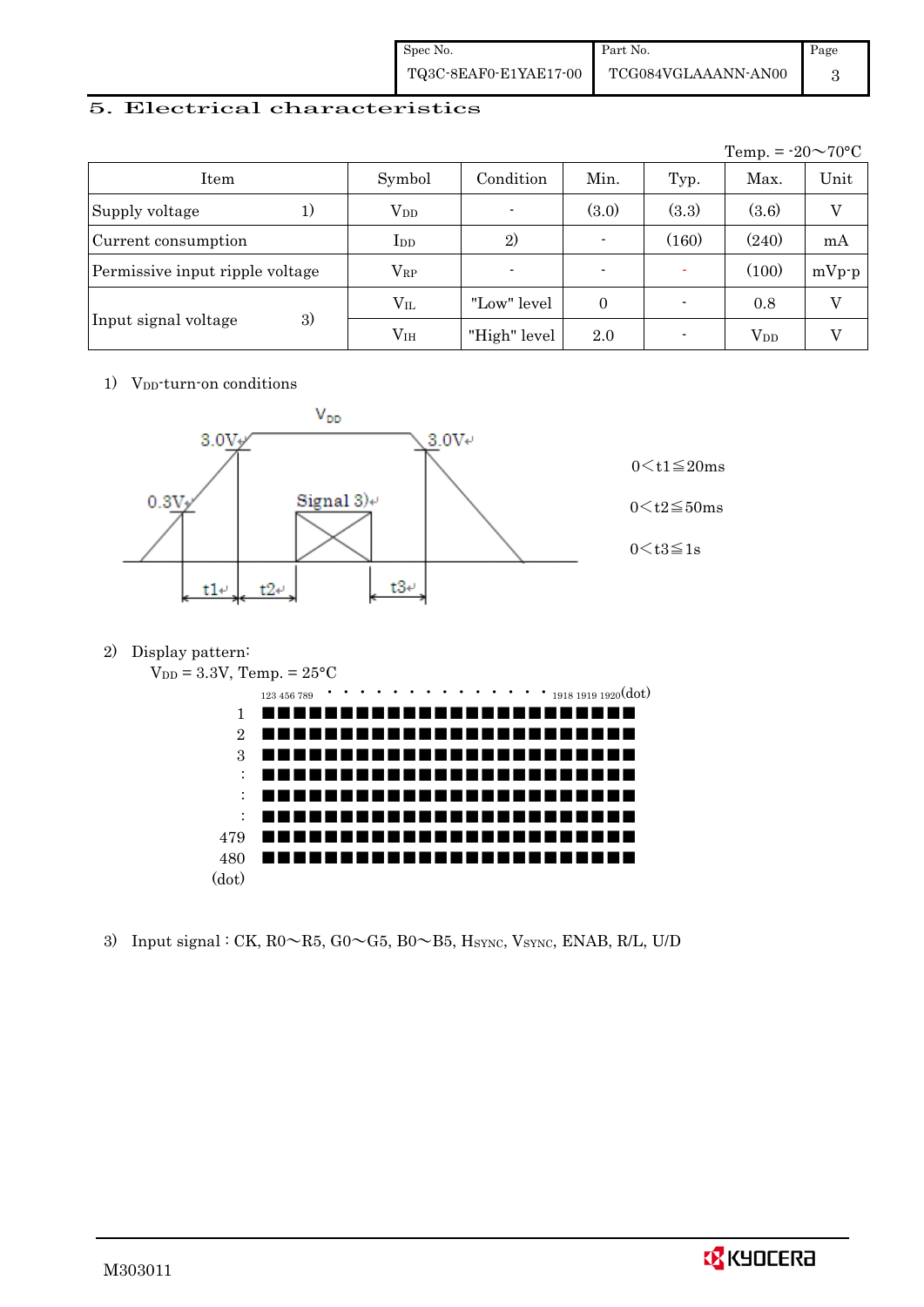## 5. Electrical characteristics

Temp. = -20～70°C

| Item | | Symbol | Condition | Min. | Typ. | Max. | Unit |
|---|---|---|---|---|---|---|---|
| Supply voltage | 1) | $V_{DD}$ | - | (3.0) | (3.3) | (3.6) | V |
| Current consumption | | $I_{DD}$ | 2) | - | (160) | (240) | mA |
| Permissive input ripple voltage | | $V_{RP}$ | - | - | - | (100) | mVp-p |
| Input signal voltage | 3) | $V_{IL}$ | "Low" level | 0 | - | 0.8 | V |
| | | $V_{IH}$ | "High" level | 2.0 | - | $V_{DD}$ | V |

1) $V_{DD}$-turn-on conditions

$V_{DD}$

3.0V　3.0V

0.3V　Signal 3)

t1　t2　t3

0＜t1≦20ms

0＜t2≦50ms

0＜t3≦1s

2) Display pattern:

$V_{DD}$ = 3.3V, Temp. = 25°C

123 456 789 · · · · · · · · · · · · · · 1918 1919 1920(dot)

1
2
3
:
:
:
479
480
(dot)

3) Input signal : CK, R0～R5, G0～G5, B0～B5, $H_{SYNC}$, $V_{SYNC}$, ENAB, R/L, U/D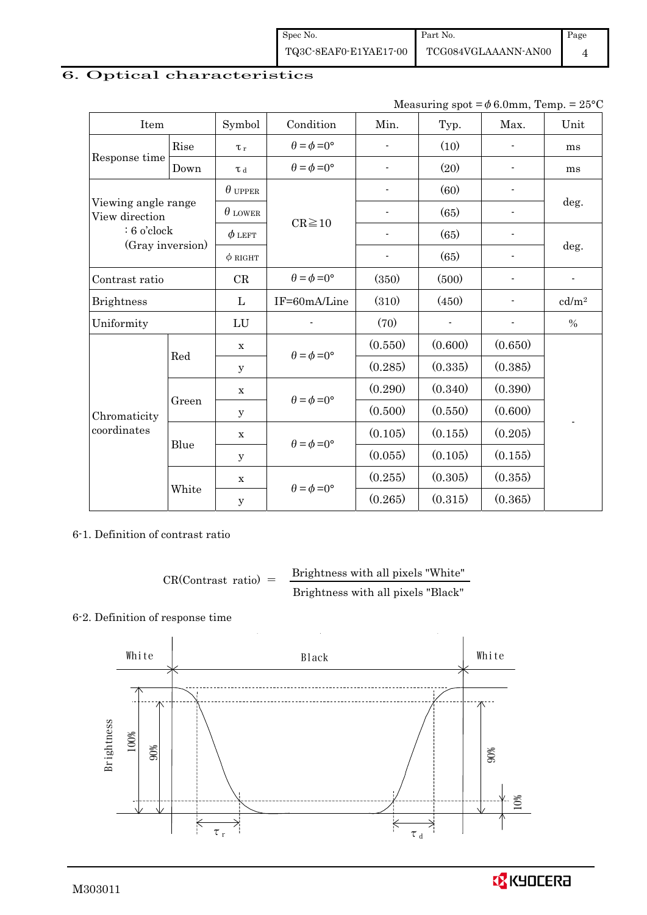## 6. Optical characteristics

Measuring spot = $\phi$ 6.0mm, Temp. = 25°C

| Item | | Symbol | Condition | Min. | Typ. | Max. | Unit |
|---|---|---|---|---|---|---|---|
| Response time | Rise | $\tau_r$ | $\theta=\phi=0°$ | - | (10) | - | ms |
| | Down | $\tau_d$ | $\theta=\phi=0°$ | - | (20) | - | ms |
| Viewing angle range View direction : 6 o'clock (Gray inversion) | | $\theta_{UPPER}$ | CR≧10 | - | (60) | - | deg. |
| | | $\theta_{LOWER}$ | | - | (65) | - | |
| | | $\phi_{LEFT}$ | | - | (65) | - | deg. |
| | | $\phi_{RIGHT}$ | | - | (65) | - | |
| Contrast ratio | | CR | $\theta=\phi=0°$ | (350) | (500) | - | - |
| Brightness | | L | IF=60mA/Line | (310) | (450) | - | cd/m$^2$ |
| Uniformity | | LU | - | (70) | - | - | % |
| Chromaticity coordinates | Red | x | $\theta=\phi=0°$ | (0.550) | (0.600) | (0.650) | - |
| | | y | | (0.285) | (0.335) | (0.385) | |
| | Green | x | $\theta=\phi=0°$ | (0.290) | (0.340) | (0.390) | |
| | | y | | (0.500) | (0.550) | (0.600) | |
| | Blue | x | $\theta=\phi=0°$ | (0.105) | (0.155) | (0.205) | |
| | | y | | (0.055) | (0.105) | (0.155) | |
| | White | x | $\theta=\phi=0°$ | (0.255) | (0.305) | (0.355) | |
| | | y | | (0.265) | (0.315) | (0.365) | |

6-1. Definition of contrast ratio

$$\text{CR(Contrast ratio)} = \frac{\text{Brightness with all pixels "White"}}{\text{Brightness with all pixels "Black"}}$$

6-2. Definition of response time

White Black White

Brightness 100% 90% 90% 10%

$\tau_r$ $\tau_d$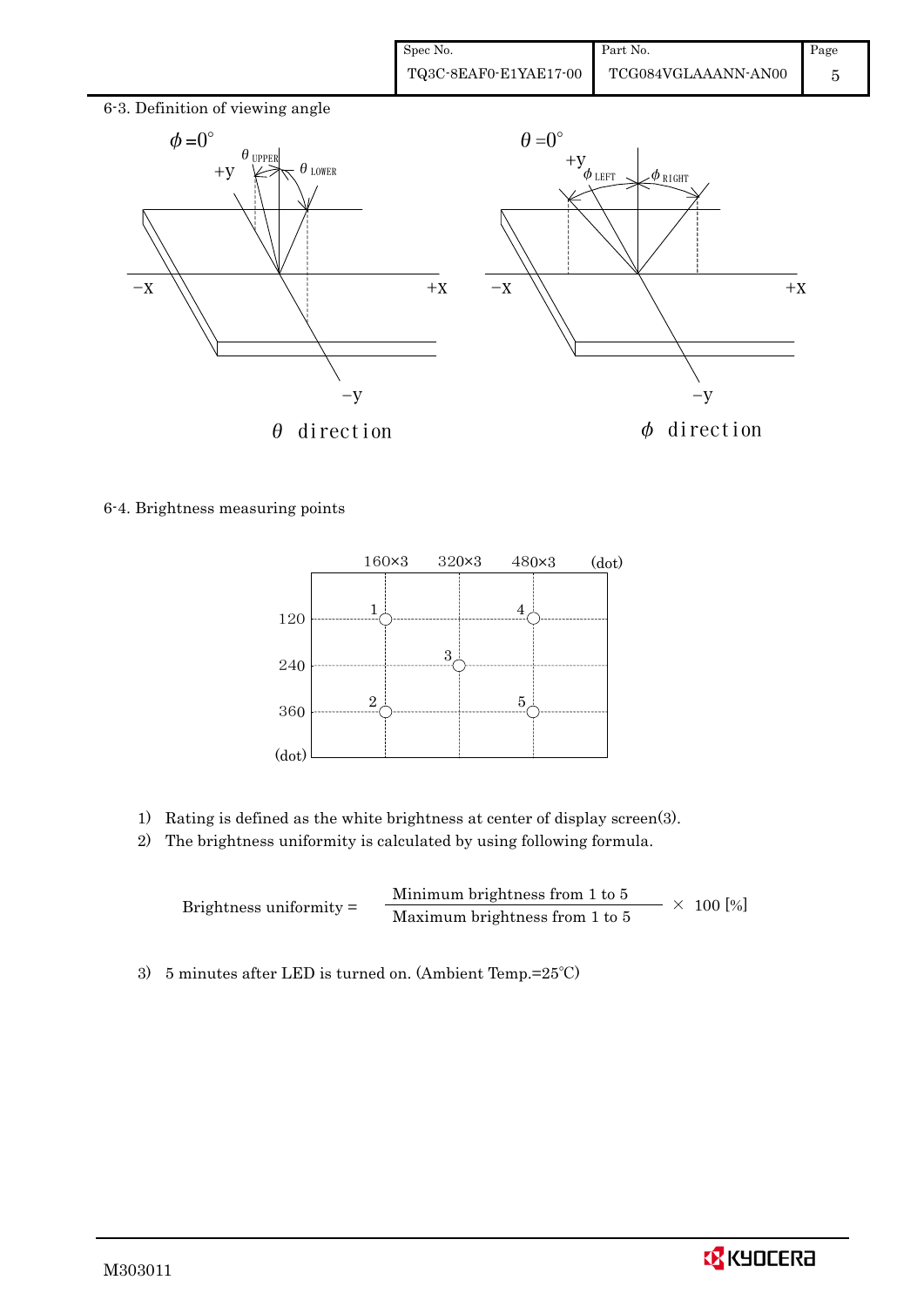6-3. Definition of viewing angle

$\phi = 0^\circ$ — $\theta$ direction ($\theta_{UPPER}$, $\theta_{LOWER}$)

$\theta = 0^\circ$ — $\phi$ direction ($\phi_{LEFT}$, $\phi_{RIGHT}$)

6-4. Brightness measuring points

| (dot) | 160×3 | 320×3 | 480×3 |
|---|---|---|---|
| 120 | 1 | | 4 |
| 240 | | 3 | |
| 360 | 2 | | 5 |

1) Rating is defined as the white brightness at center of display screen(3).
2) The brightness uniformity is calculated by using following formula.

$$\text{Brightness uniformity} = \frac{\text{Minimum brightness from 1 to 5}}{\text{Maximum brightness from 1 to 5}} \times 100\ [\%]$$

3) 5 minutes after LED is turned on. (Ambient Temp.=25℃)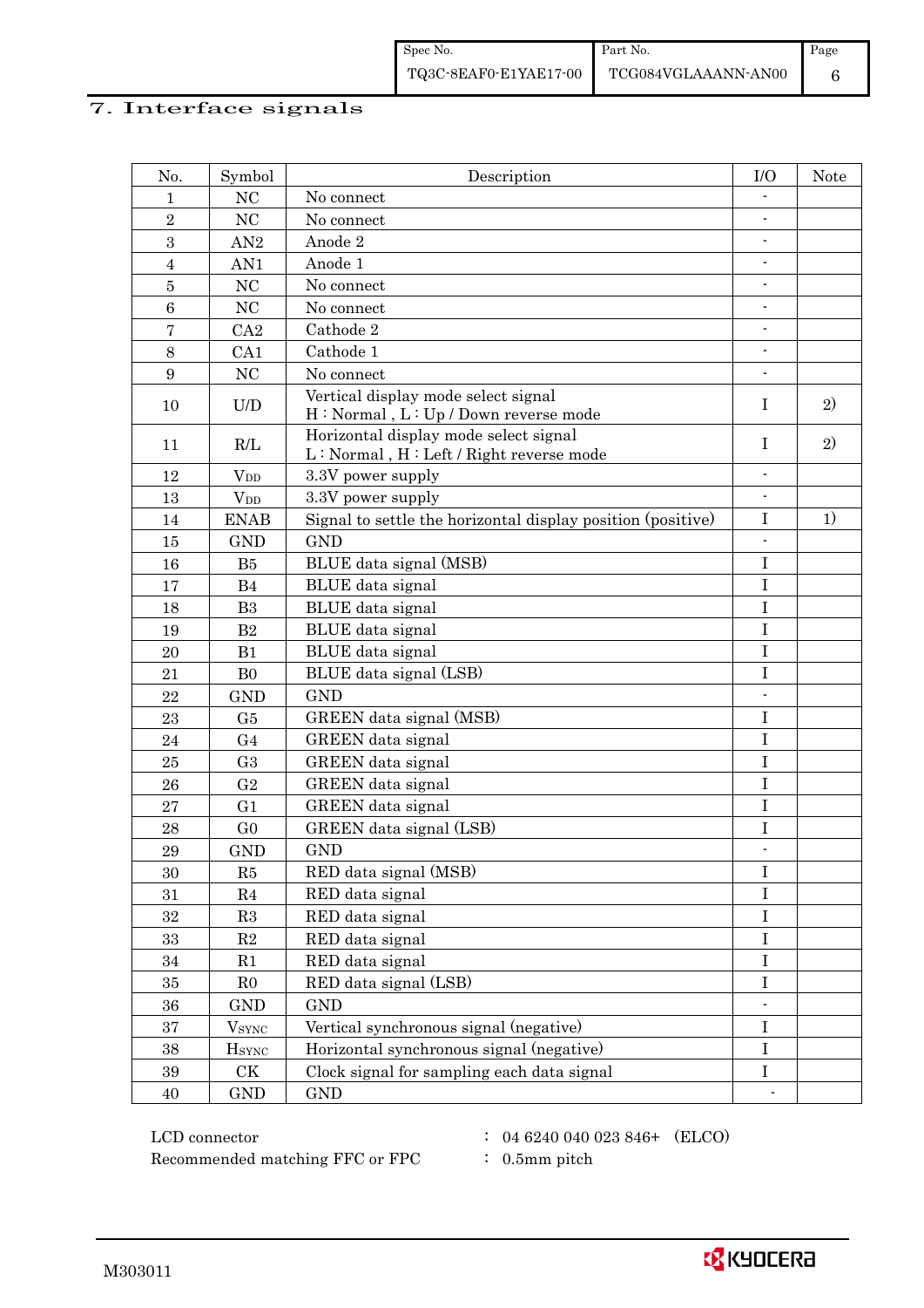# 7. Interface signals

| No. | Symbol | Description | I/O | Note |
|---|---|---|---|---|
| 1 | NC | No connect | - | |
| 2 | NC | No connect | - | |
| 3 | AN2 | Anode 2 | - | |
| 4 | AN1 | Anode 1 | - | |
| 5 | NC | No connect | - | |
| 6 | NC | No connect | - | |
| 7 | CA2 | Cathode 2 | - | |
| 8 | CA1 | Cathode 1 | - | |
| 9 | NC | No connect | - | |
| 10 | U/D | Vertical display mode select signal<br>H : Normal , L : Up / Down reverse mode | I | 2) |
| 11 | R/L | Horizontal display mode select signal<br>L : Normal , H : Left / Right reverse mode | I | 2) |
| 12 | $V_{DD}$ | 3.3V power supply | - | |
| 13 | $V_{DD}$ | 3.3V power supply | - | |
| 14 | ENAB | Signal to settle the horizontal display position (positive) | I | 1) |
| 15 | GND | GND | - | |
| 16 | B5 | BLUE data signal (MSB) | I | |
| 17 | B4 | BLUE data signal | I | |
| 18 | B3 | BLUE data signal | I | |
| 19 | B2 | BLUE data signal | I | |
| 20 | B1 | BLUE data signal | I | |
| 21 | B0 | BLUE data signal (LSB) | I | |
| 22 | GND | GND | - | |
| 23 | G5 | GREEN data signal (MSB) | I | |
| 24 | G4 | GREEN data signal | I | |
| 25 | G3 | GREEN data signal | I | |
| 26 | G2 | GREEN data signal | I | |
| 27 | G1 | GREEN data signal | I | |
| 28 | G0 | GREEN data signal (LSB) | I | |
| 29 | GND | GND | - | |
| 30 | R5 | RED data signal (MSB) | I | |
| 31 | R4 | RED data signal | I | |
| 32 | R3 | RED data signal | I | |
| 33 | R2 | RED data signal | I | |
| 34 | R1 | RED data signal | I | |
| 35 | R0 | RED data signal (LSB) | I | |
| 36 | GND | GND | - | |
| 37 | $V_{SYNC}$ | Vertical synchronous signal (negative) | I | |
| 38 | $H_{SYNC}$ | Horizontal synchronous signal (negative) | I | |
| 39 | CK | Clock signal for sampling each data signal | I | |
| 40 | GND | GND | - | |

LCD connector : 04 6240 040 023 846+ (ELCO)

Recommended matching FFC or FPC : 0.5mm pitch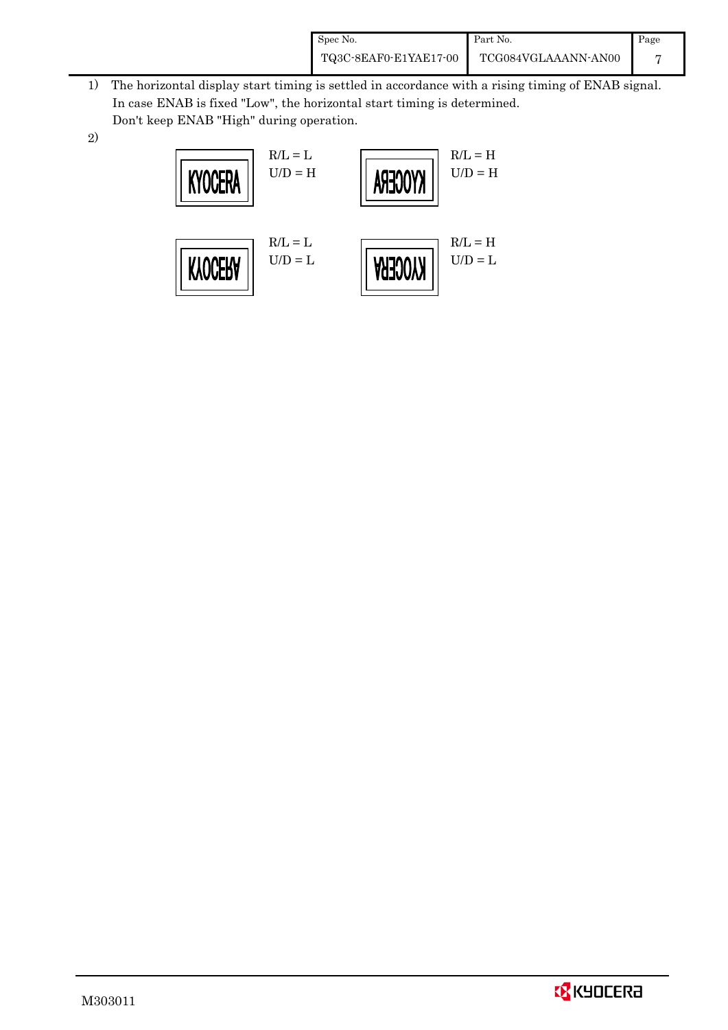1) The horizontal display start timing is settled in accordance with a rising timing of ENAB signal. In case ENAB is fixed "Low", the horizontal start timing is determined. Don't keep ENAB "High" during operation.

2)

| Display | Setting |
|---|---|
| KYOCERA | R/L = L, U/D = H |
| KYOCERA (mirrored horizontally) | R/L = H, U/D = H |
| KYOCERA (flipped vertically) | R/L = L, U/D = L |
| KYOCERA (mirrored horizontally and flipped vertically) | R/L = H, U/D = L |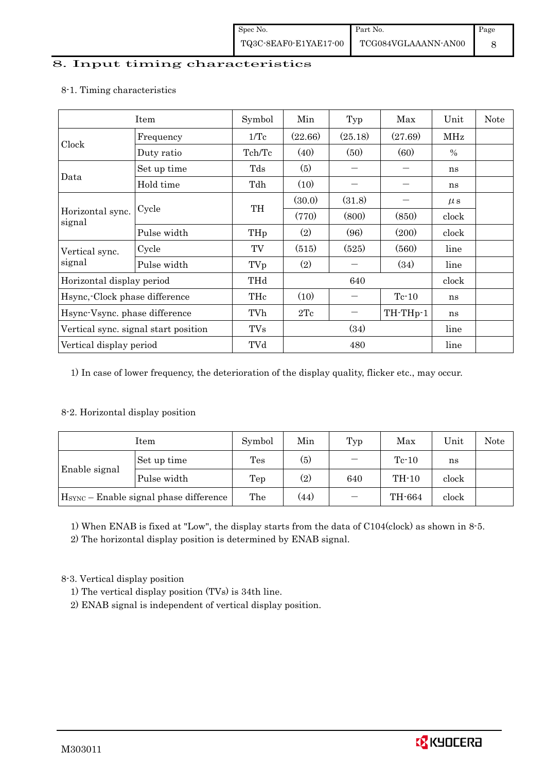## 8. Input timing characteristics

### 8-1. Timing characteristics

| Item | | Symbol | Min | Typ | Max | Unit | Note |
|---|---|---|---|---|---|---|---|
| Clock | Frequency | 1/Tc | (22.66) | (25.18) | (27.69) | MHz | |
| | Duty ratio | Tch/Tc | (40) | (50) | (60) | % | |
| Data | Set up time | Tds | (5) | — | — | ns | |
| | Hold time | Tdh | (10) | — | — | ns | |
| Horizontal sync. signal | Cycle | TH | (30.0) | (31.8) | — | μs | |
| | | | (770) | (800) | (850) | clock | |
| | Pulse width | THp | (2) | (96) | (200) | clock | |
| Vertical sync. signal | Cycle | TV | (515) | (525) | (560) | line | |
| | Pulse width | TVp | (2) | — | (34) | line | |
| Horizontal display period | | THd | | 640 | | clock | |
| Hsync,-Clock phase difference | | THc | (10) | — | Tc-10 | ns | |
| Hsync-Vsync. phase difference | | TVh | 2Tc | — | TH-THp-1 | ns | |
| Vertical sync. signal start position | | TVs | | (34) | | line | |
| Vertical display period | | TVd | | 480 | | line | |

1) In case of lower frequency, the deterioration of the display quality, flicker etc., may occur.

### 8-2. Horizontal display position

| Item | | Symbol | Min | Typ | Max | Unit | Note |
|---|---|---|---|---|---|---|---|
| Enable signal | Set up time | Tes | (5) | — | Tc-10 | ns | |
| | Pulse width | Tep | (2) | 640 | TH-10 | clock | |
| $H_{SYNC}$ – Enable signal phase difference | | The | (44) | — | TH-664 | clock | |

1) When ENAB is fixed at "Low", the display starts from the data of C104(clock) as shown in 8-5.

2) The horizontal display position is determined by ENAB signal.

### 8-3. Vertical display position

1) The vertical display position (TVs) is 34th line.

2) ENAB signal is independent of vertical display position.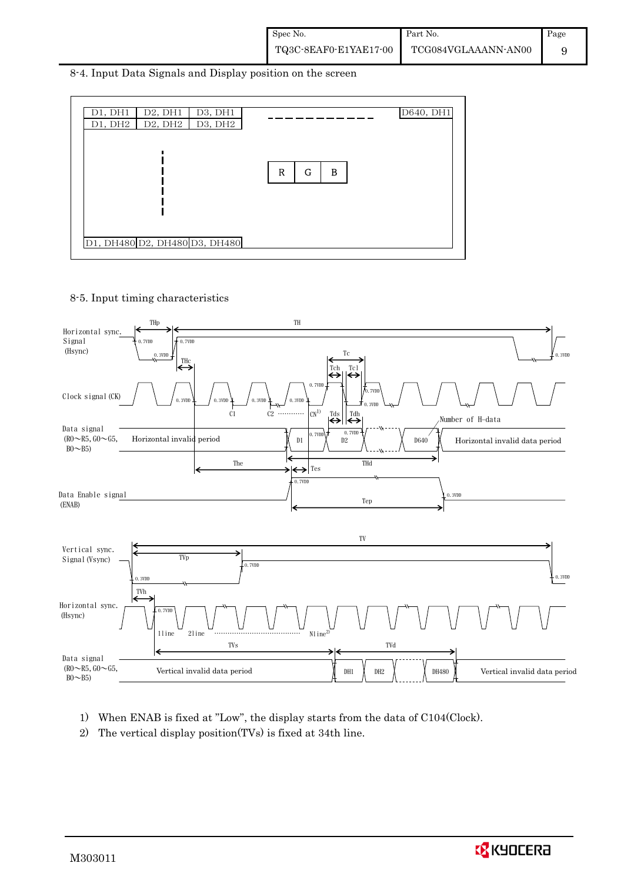## 8-4. Input Data Signals and Display position on the screen

| D1, DH1 | D2, DH1 | D3, DH1 | - - - - - - - - - - | D640, DH1 |
|---|---|---|---|---|
| D1, DH2 | D2, DH2 | D3, DH2 | | |
| ⋮ | | | R G B | |
| D1, DH480 | D2, DH480 | D3, DH480 | | |

## 8-5. Input timing characteristics

Horizontal sync. Signal (Hsync): THp, TH, 0.7VDD, 0.3VDD, THc

Clock signal (CK): Tc, Tch, Tcl, 0.7VDD, 0.3VDD, C1, C2 ………… CN[1)]

Data signal (R0～R5, G0～G5, B0～B5): Horizontal invalid period, D1, D2, D640, Horizontal invalid data period, Tds, Tdh, Number of H-data, The, THd, Tes

Data Enable signal (ENAB): 0.7VDD, 0.3VDD, Tep

Vertical sync. Signal (Vsync): TV, TVp, 0.7VDD, 0.3VDD, TVh

Horizontal sync. (Hsync): 0.7VDD, 1line, 2line ………… Nline[2)]

Data signal (R0～R5, G0～G5, B0～B5): TVs, TVd, Vertical invalid data period, DH1, DH2, DH480, Vertical invalid data period

1) When ENAB is fixed at "Low", the display starts from the data of C104(Clock).

2) The vertical display position(TVs) is fixed at 34th line.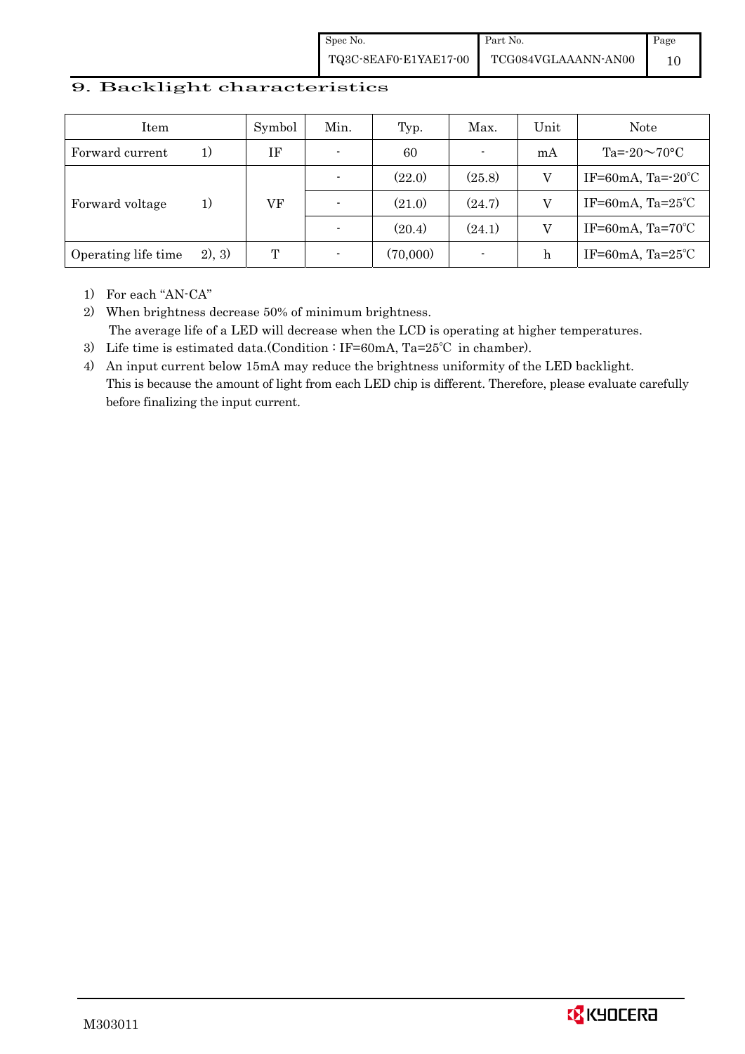## 9. Backlight characteristics

| Item | | Symbol | Min. | Typ. | Max. | Unit | Note |
|---|---|---|---|---|---|---|---|
| Forward current | 1) | IF | - | 60 | - | mA | Ta=-20～70°C |
| Forward voltage | 1) | VF | - | (22.0) | (25.8) | V | IF=60mA, Ta=-20℃ |
| | | | - | (21.0) | (24.7) | V | IF=60mA, Ta=25℃ |
| | | | - | (20.4) | (24.1) | V | IF=60mA, Ta=70℃ |
| Operating life time | 2), 3) | T | - | (70,000) | - | h | IF=60mA, Ta=25℃ |

1) For each "AN-CA"
2) When brightness decrease 50% of minimum brightness.
   The average life of a LED will decrease when the LCD is operating at higher temperatures.
3) Life time is estimated data.(Condition : IF=60mA, Ta=25℃ in chamber).
4) An input current below 15mA may reduce the brightness uniformity of the LED backlight.
   This is because the amount of light from each LED chip is different. Therefore, please evaluate carefully before finalizing the input current.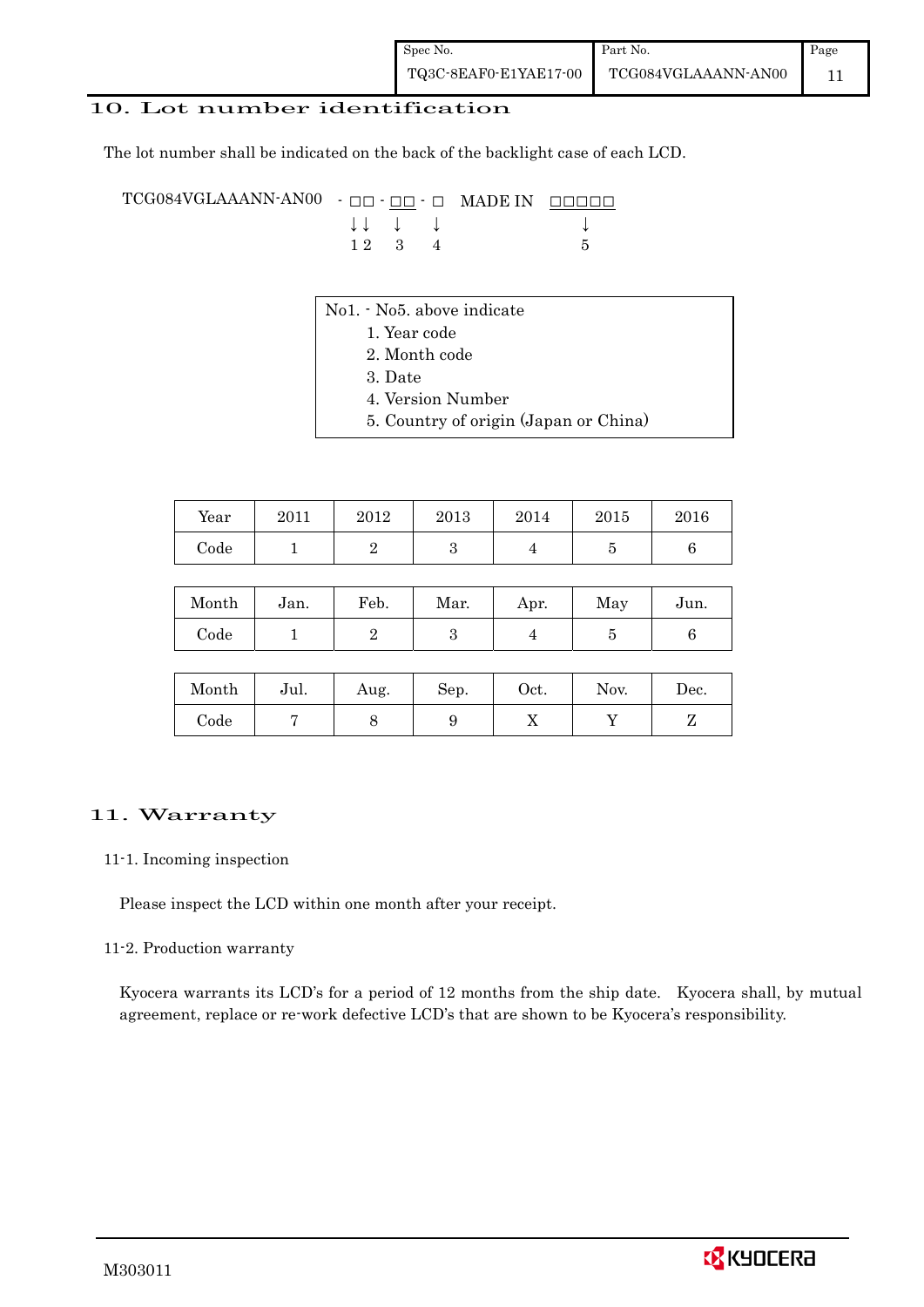## 10. Lot number identification

The lot number shall be indicated on the back of the backlight case of each LCD.

```
TCG084VGLAAANN-AN00  - □□ - □□ - □   MADE IN   □□□□□
                       ↓↓   ↓    ↓                ↓
                       1 2  3    4                5
```

No1. - No5. above indicate

1. Year code
2. Month code
3. Date
4. Version Number
5. Country of origin (Japan or China)

| Year | 2011 | 2012 | 2013 | 2014 | 2015 | 2016 |
|---|---|---|---|---|---|---|
| Code | 1 | 2 | 3 | 4 | 5 | 6 |

| Month | Jan. | Feb. | Mar. | Apr. | May | Jun. |
|---|---|---|---|---|---|---|
| Code | 1 | 2 | 3 | 4 | 5 | 6 |

| Month | Jul. | Aug. | Sep. | Oct. | Nov. | Dec. |
|---|---|---|---|---|---|---|
| Code | 7 | 8 | 9 | X | Y | Z |

## 11. Warranty

### 11-1. Incoming inspection

Please inspect the LCD within one month after your receipt.

### 11-2. Production warranty

Kyocera warrants its LCD's for a period of 12 months from the ship date. Kyocera shall, by mutual agreement, replace or re-work defective LCD's that are shown to be Kyocera's responsibility.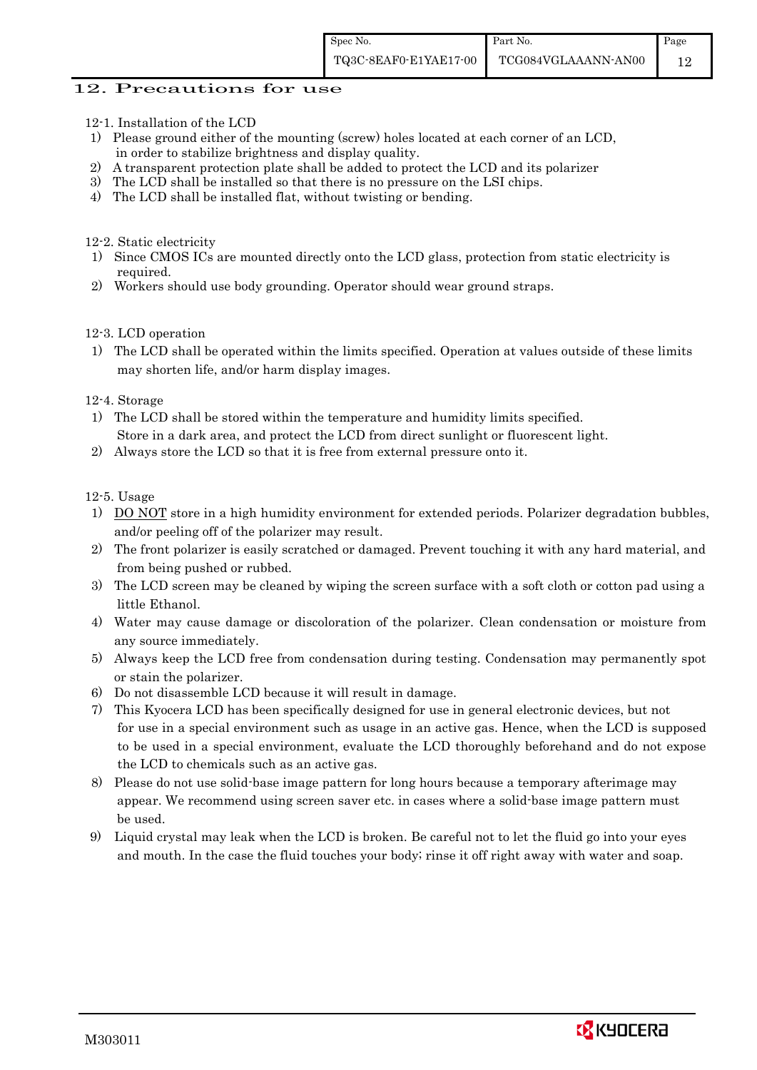## 12. Precautions for use

### 12-1. Installation of the LCD

1) Please ground either of the mounting (screw) holes located at each corner of an LCD, in order to stabilize brightness and display quality.
2) A transparent protection plate shall be added to protect the LCD and its polarizer
3) The LCD shall be installed so that there is no pressure on the LSI chips.
4) The LCD shall be installed flat, without twisting or bending.

### 12-2. Static electricity

1) Since CMOS ICs are mounted directly onto the LCD glass, protection from static electricity is required.
2) Workers should use body grounding. Operator should wear ground straps.

### 12-3. LCD operation

1) The LCD shall be operated within the limits specified. Operation at values outside of these limits may shorten life, and/or harm display images.

### 12-4. Storage

1) The LCD shall be stored within the temperature and humidity limits specified. Store in a dark area, and protect the LCD from direct sunlight or fluorescent light.
2) Always store the LCD so that it is free from external pressure onto it.

### 12-5. Usage

1) DO NOT store in a high humidity environment for extended periods. Polarizer degradation bubbles, and/or peeling off of the polarizer may result.
2) The front polarizer is easily scratched or damaged. Prevent touching it with any hard material, and from being pushed or rubbed.
3) The LCD screen may be cleaned by wiping the screen surface with a soft cloth or cotton pad using a little Ethanol.
4) Water may cause damage or discoloration of the polarizer. Clean condensation or moisture from any source immediately.
5) Always keep the LCD free from condensation during testing. Condensation may permanently spot or stain the polarizer.
6) Do not disassemble LCD because it will result in damage.
7) This Kyocera LCD has been specifically designed for use in general electronic devices, but not for use in a special environment such as usage in an active gas. Hence, when the LCD is supposed to be used in a special environment, evaluate the LCD thoroughly beforehand and do not expose the LCD to chemicals such as an active gas.
8) Please do not use solid-base image pattern for long hours because a temporary afterimage may appear. We recommend using screen saver etc. in cases where a solid-base image pattern must be used.
9) Liquid crystal may leak when the LCD is broken. Be careful not to let the fluid go into your eyes and mouth. In the case the fluid touches your body; rinse it off right away with water and soap.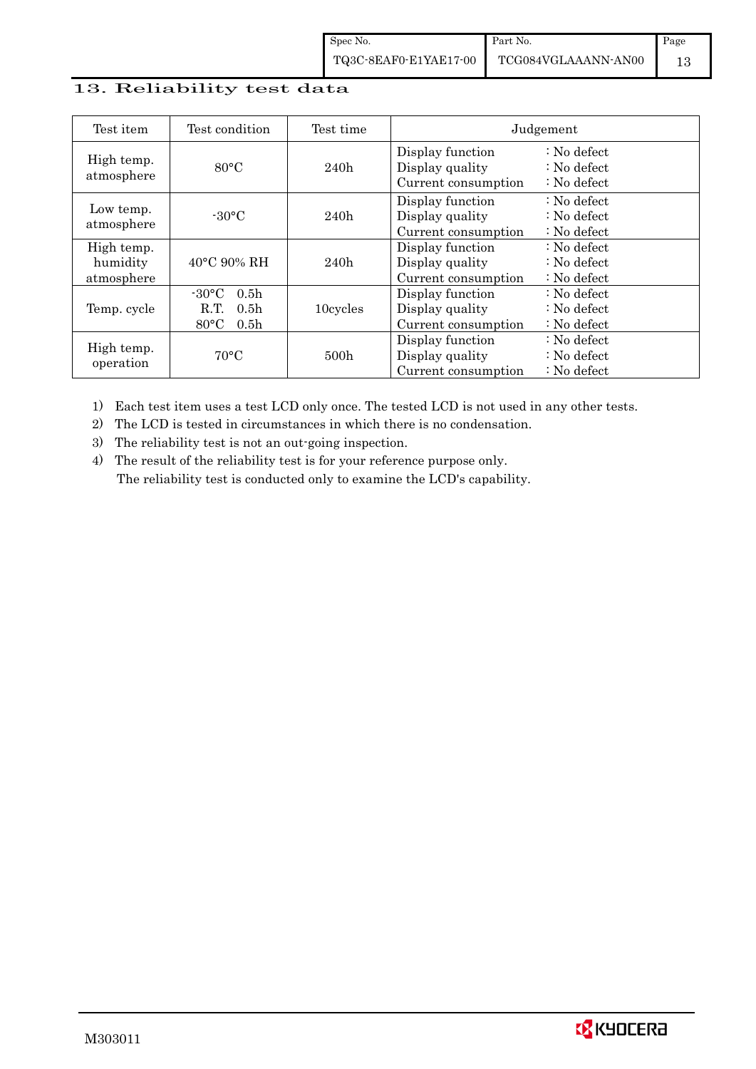## 13. Reliability test data

| Test item | Test condition | Test time | Judgement |
|---|---|---|---|
| High temp. atmosphere | 80°C | 240h | Display function : No defect<br>Display quality : No defect<br>Current consumption : No defect |
| Low temp. atmosphere | -30°C | 240h | Display function : No defect<br>Display quality : No defect<br>Current consumption : No defect |
| High temp. humidity atmosphere | 40°C 90% RH | 240h | Display function : No defect<br>Display quality : No defect<br>Current consumption : No defect |
| Temp. cycle | -30°C 0.5h<br>R.T. 0.5h<br>80°C 0.5h | 10cycles | Display function : No defect<br>Display quality : No defect<br>Current consumption : No defect |
| High temp. operation | 70°C | 500h | Display function : No defect<br>Display quality : No defect<br>Current consumption : No defect |

1) Each test item uses a test LCD only once. The tested LCD is not used in any other tests.
2) The LCD is tested in circumstances in which there is no condensation.
3) The reliability test is not an out-going inspection.
4) The result of the reliability test is for your reference purpose only.
   The reliability test is conducted only to examine the LCD's capability.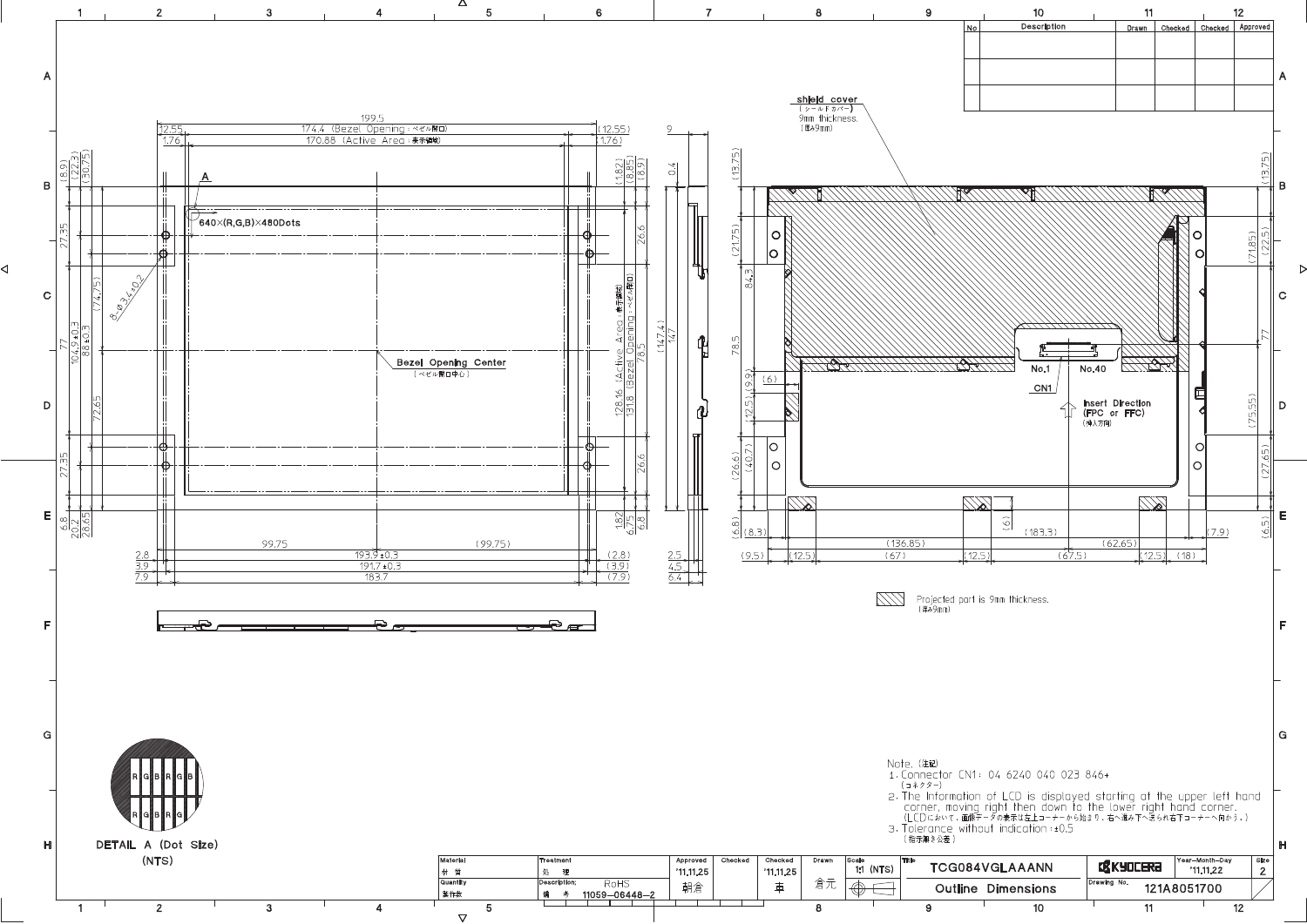## Outline Dimensions

| No | Description | Drawn | Checked | Checked | Approved |
|---|---|---|---|---|---|
| | | | | | |
| | | | | | |
| | | | | | |

640×(R,G,B)×480Dots

Bezel Opening Center（ベゼル開口中心）

shield cover（シールドカバー）9mm thickness.（厚み9mm）

No.1 No.40

CN1

Insert Direction (FPC or FFC)（挿入方向）

Projected part is 9mm thickness.（厚み9mm）

DETAIL A (Dot Size) (NTS)

Note.（注記）

1. Connector CN1: 04 6240 040 023 846+（コネクター）
2. The Information of LCD is displayed starting at the upper left hand corner, moving right then down to the lower right hand corner.（LCDにおいて、画像データの表示は左上コーナーから始まり、右へ進み下へ送られ右下コーナーへ向かう。）
3. Tolerance without indication: ±0.5（指示無き公差）

| Material 材質 | Treatment 処理 | Approved '11.11.25 | Checked | Checked '11.11.25 | Drawn | Scale 1:1 (NTS) | Title TCG084VGLAAANN | KYOCERA | Year-Month-Day '11.11.22 | Size 2 |
|---|---|---|---|---|---|---|---|---|---|---|
| Quantity 製作数 | Description; RoHS 備考 11059-06448-2 | 朝倉 | | 車 | 倉元 | | Outline Dimensions | Drawing No. 121A8051700 | | |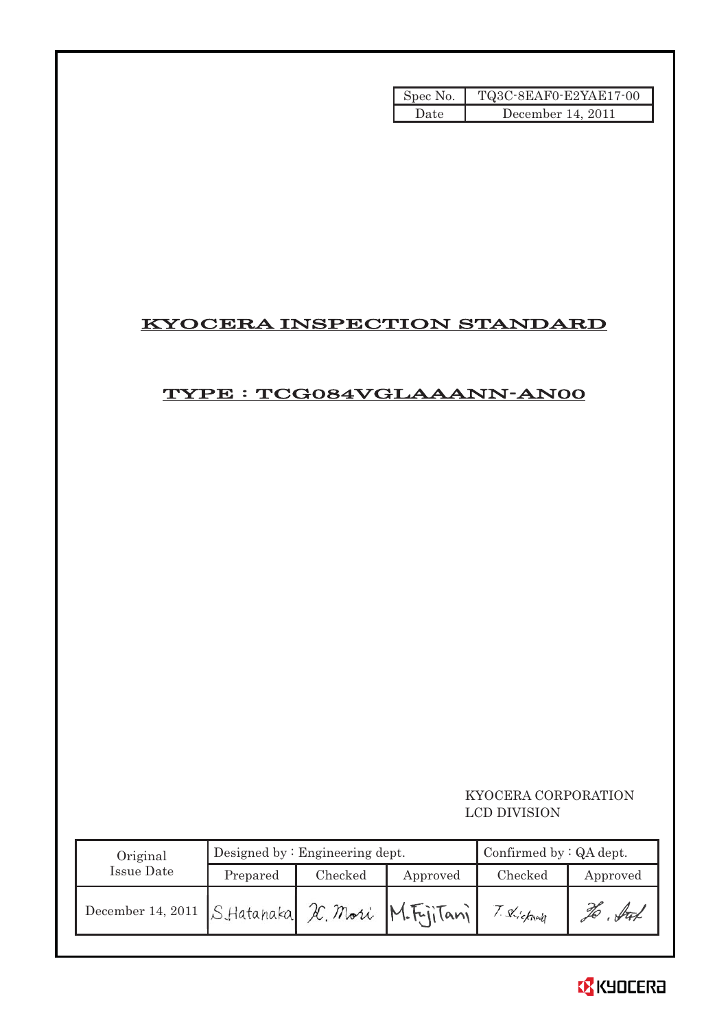| Spec No. | TQ3C-8EAF0-E2YAE17-00 |
|---|---|
| Date | December 14, 2011 |

# KYOCERA INSPECTION STANDARD

## TYPE : TCG084VGLAAANN-AN00

KYOCERA CORPORATION
LCD DIVISION

| Original Issue Date | Designed by : Engineering dept. | | | Confirmed by : QA dept. | |
|---|---|---|---|---|---|
| | Prepared | Checked | Approved | Checked | Approved |
| December 14, 2011 | S.Hatanaka | H. Mori | M.Fujitani | T. Shishido | Ho. Sat |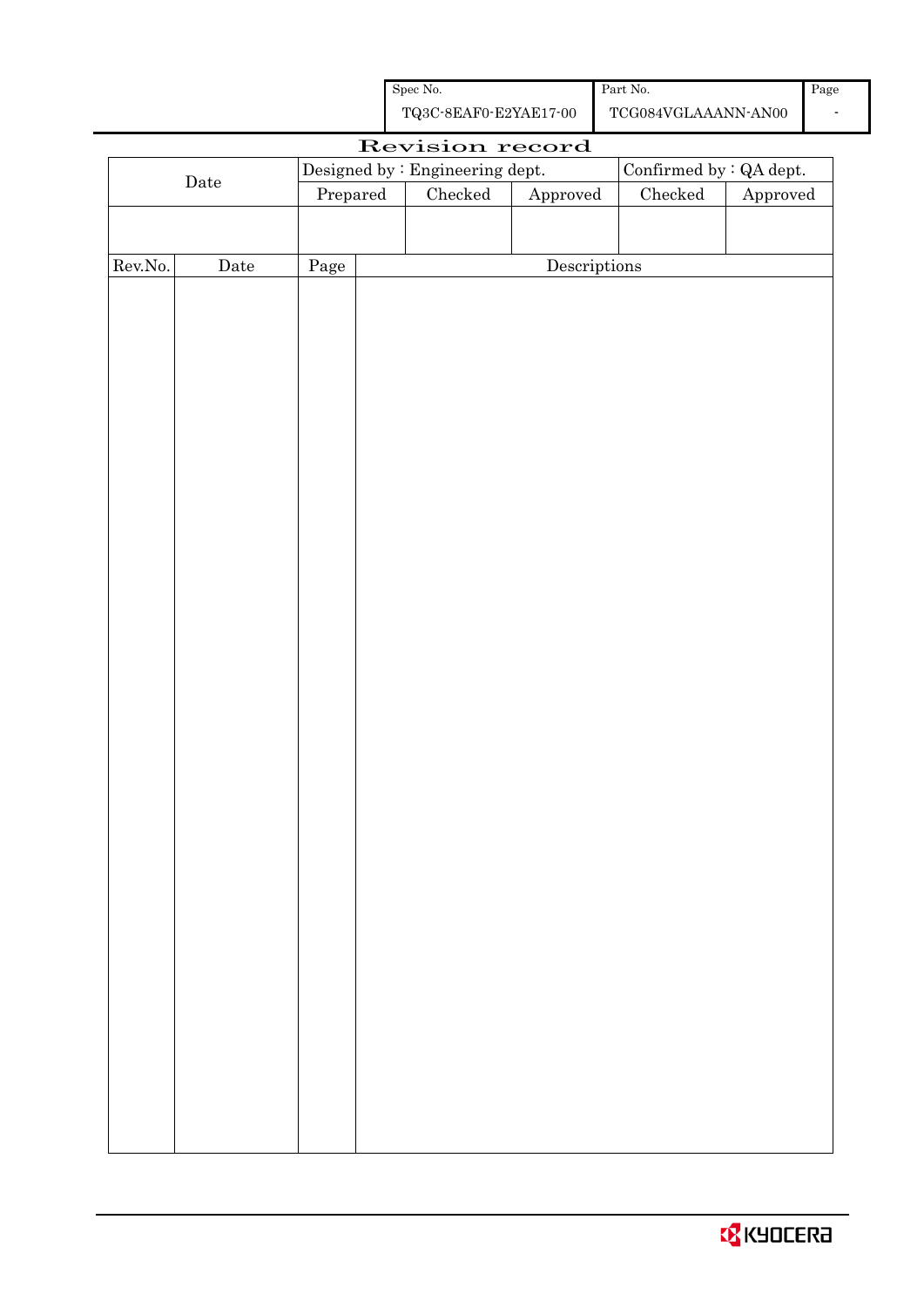# Revision record

| Date | Designed by : Engineering dept. | | | Confirmed by : QA dept. | |
|---|---|---|---|---|---|
| | Prepared | Checked | Approved | Checked | Approved |
| | | | | | |

| Rev.No. | Date | Page | Descriptions |
|---|---|---|---|
| | | | |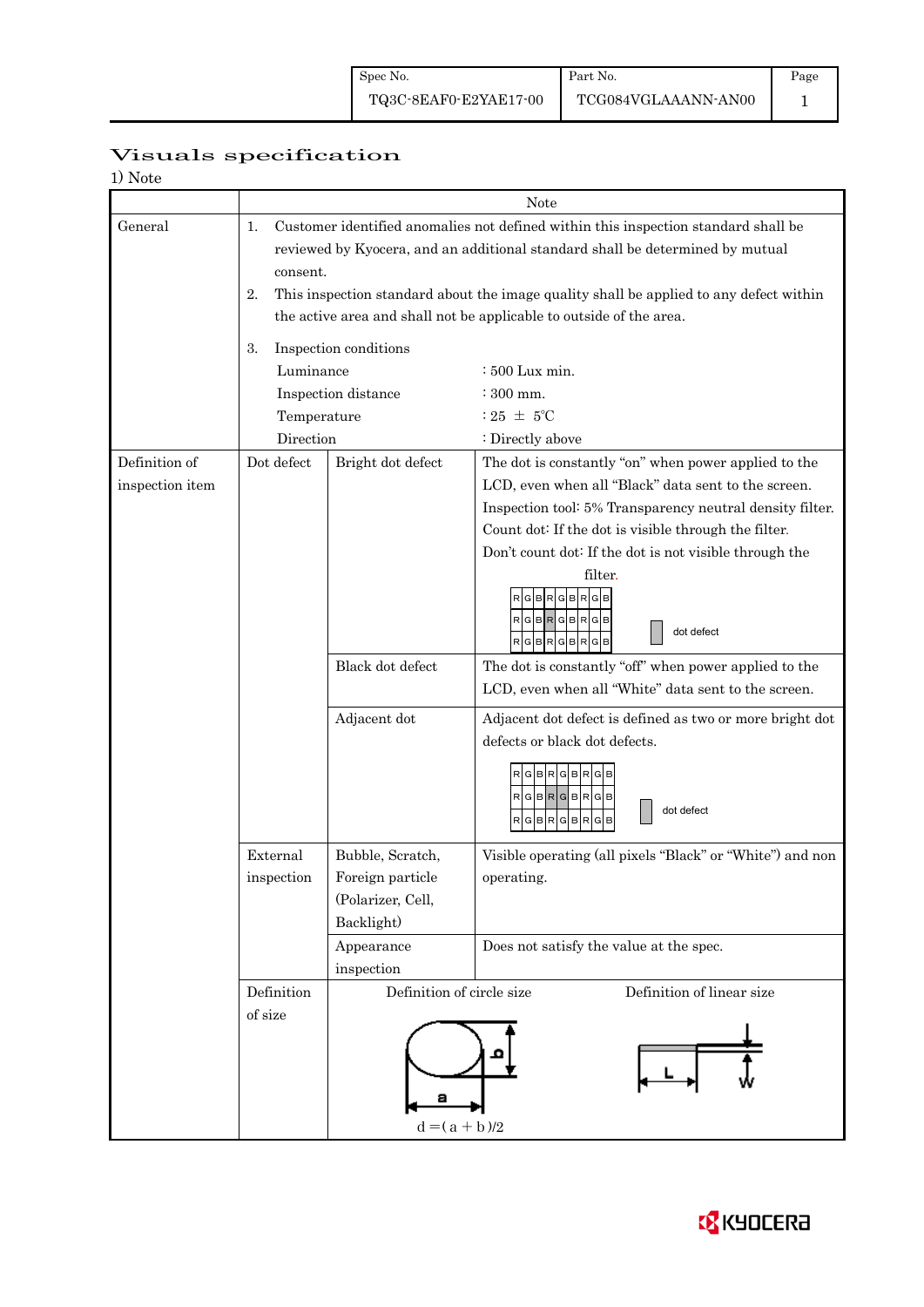| Spec No. | Part No. | Page |
|---|---|---|
| TQ3C-8EAF0-E2YAE17-00 | TCG084VGLAAANN-AN00 | 1 |

# Visuals specification

1) Note

| | | | Note |
|---|---|---|---|
| General | 1. Customer identified anomalies not defined within this inspection standard shall be reviewed by Kyocera, and an additional standard shall be determined by mutual consent.<br>2. This inspection standard about the image quality shall be applied to any defect within the active area and shall not be applicable to outside of the area.<br>3. Inspection conditions<br>Luminance : 500 Lux min.<br>Inspection distance : 300 mm.<br>Temperature : 25 ± 5℃<br>Direction : Directly above | | |
| Definition of inspection item | Dot defect | Bright dot defect | The dot is constantly "on" when power applied to the LCD, even when all "Black" data sent to the screen.<br>Inspection tool: 5% Transparency neutral density filter.<br>Count dot: If the dot is visible through the filter.<br>Don't count dot: If the dot is not visible through the filter.<br>RGBRGBRGB / RGBRGBRGB / RGBRGBRGB — dot defect |
| | | Black dot defect | The dot is constantly "off" when power applied to the LCD, even when all "White" data sent to the screen. |
| | | Adjacent dot | Adjacent dot defect is defined as two or more bright dot defects or black dot defects.<br>RGBRGBRGB / RGBRGBRGB / RGBRGBRGB — dot defect |
| | External inspection | Bubble, Scratch, Foreign particle (Polarizer, Cell, Backlight) | Visible operating (all pixels "Black" or "White") and non operating. |
| | | Appearance inspection | Does not satisfy the value at the spec. |
| | Definition of size | Definition of circle size: a, b; $d = (a + b)/2$ | Definition of linear size: L, W |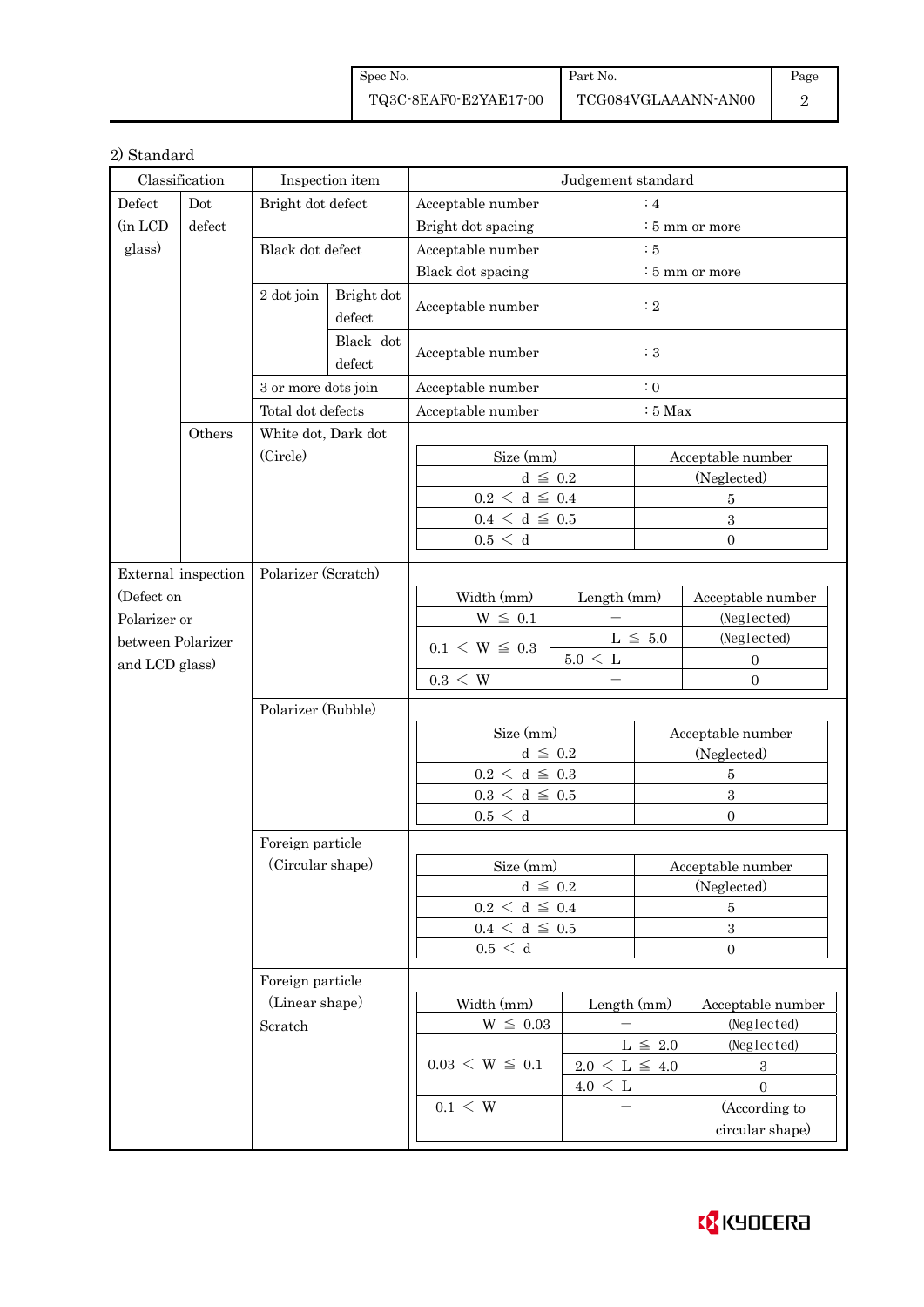2) Standard

| Classification | | Inspection item | | Judgement standard | |
|---|---|---|---|---|---|
| Defect (in LCD glass) | Dot defect | Bright dot defect | | Acceptable number<br>Bright dot spacing | : 4<br>: 5 mm or more |
| | | Black dot defect | | Acceptable number<br>Black dot spacing | : 5<br>: 5 mm or more |
| | | 2 dot join | Bright dot defect | Acceptable number | : 2 |
| | | | Black dot defect | Acceptable number | : 3 |
| | | 3 or more dots join | | Acceptable number | : 0 |
| | | Total dot defects | | Acceptable number | : 5 Max |
| | Others | White dot, Dark dot (Circle) | | See table below | |

White dot, Dark dot (Circle):

| Size (mm) | Acceptable number |
|---|---|
| d ≦ 0.2 | (Neglected) |
| 0.2 < d ≦ 0.4 | 5 |
| 0.4 < d ≦ 0.5 | 3 |
| 0.5 < d | 0 |

External inspection (Defect on Polarizer or between Polarizer and LCD glass)

Polarizer (Scratch):

| Width (mm) | Length (mm) | Acceptable number |
|---|---|---|
| W ≦ 0.1 | – | (Neglected) |
| 0.1 < W ≦ 0.3 | L ≦ 5.0 | (Neglected) |
| | 5.0 < L | 0 |
| 0.3 < W | – | 0 |

Polarizer (Bubble):

| Size (mm) | Acceptable number |
|---|---|
| d ≦ 0.2 | (Neglected) |
| 0.2 < d ≦ 0.3 | 5 |
| 0.3 < d ≦ 0.5 | 3 |
| 0.5 < d | 0 |

Foreign particle (Circular shape):

| Size (mm) | Acceptable number |
|---|---|
| d ≦ 0.2 | (Neglected) |
| 0.2 < d ≦ 0.4 | 5 |
| 0.4 < d ≦ 0.5 | 3 |
| 0.5 < d | 0 |

Foreign particle (Linear shape) Scratch:

| Width (mm) | Length (mm) | Acceptable number |
|---|---|---|
| W ≦ 0.03 | – | (Neglected) |
| 0.03 < W ≦ 0.1 | L ≦ 2.0 | (Neglected) |
| | 2.0 < L ≦ 4.0 | 3 |
| | 4.0 < L | 0 |
| 0.1 < W | – | (According to circular shape) |